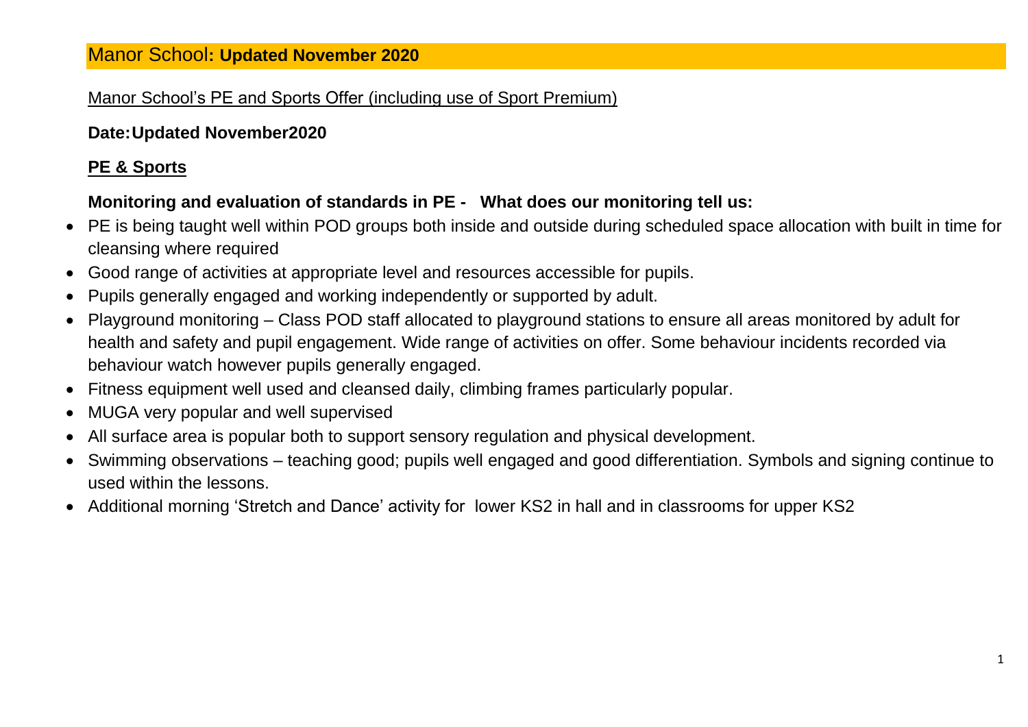# Manor School: **Updated November 2020**

Manor School's PE and Sports Offer (including use of Sport Premium)

**Date: Updated November2020**

## PE & Sports

### Monitoring and evaluation of standards in PE - What does our monitoring tell us:

- PE is being taught well within POD groups both inside and outside during scheduled space allocation with built in time for cleansing where required
- Good range of activities at appropriate level and resources accessible for pupils.
- Pupils generally engaged and working independently or supported by adult.
- Playground monitoring – Class POD staff allocated to playground stations to ensure all areas monitored by adult for health and safety and pupil engagement. Wide range of activities on offer. Some behaviour incidents recorded via behaviour watch however pupils generally engaged.
- Fitness equipment well used and cleansed daily, climbing frames particularly popular.
- MUGA very popular and well supervised
- All surface area is popular both to support sensory regulation and physical development.
- Swimming observations – teaching good; pupils well engaged and good differentiation. Symbols and signing continue to used within the lessons.
- Additional morning 'Stretch and Dance' activity for lower KS2 in hall and in classrooms for upper KS2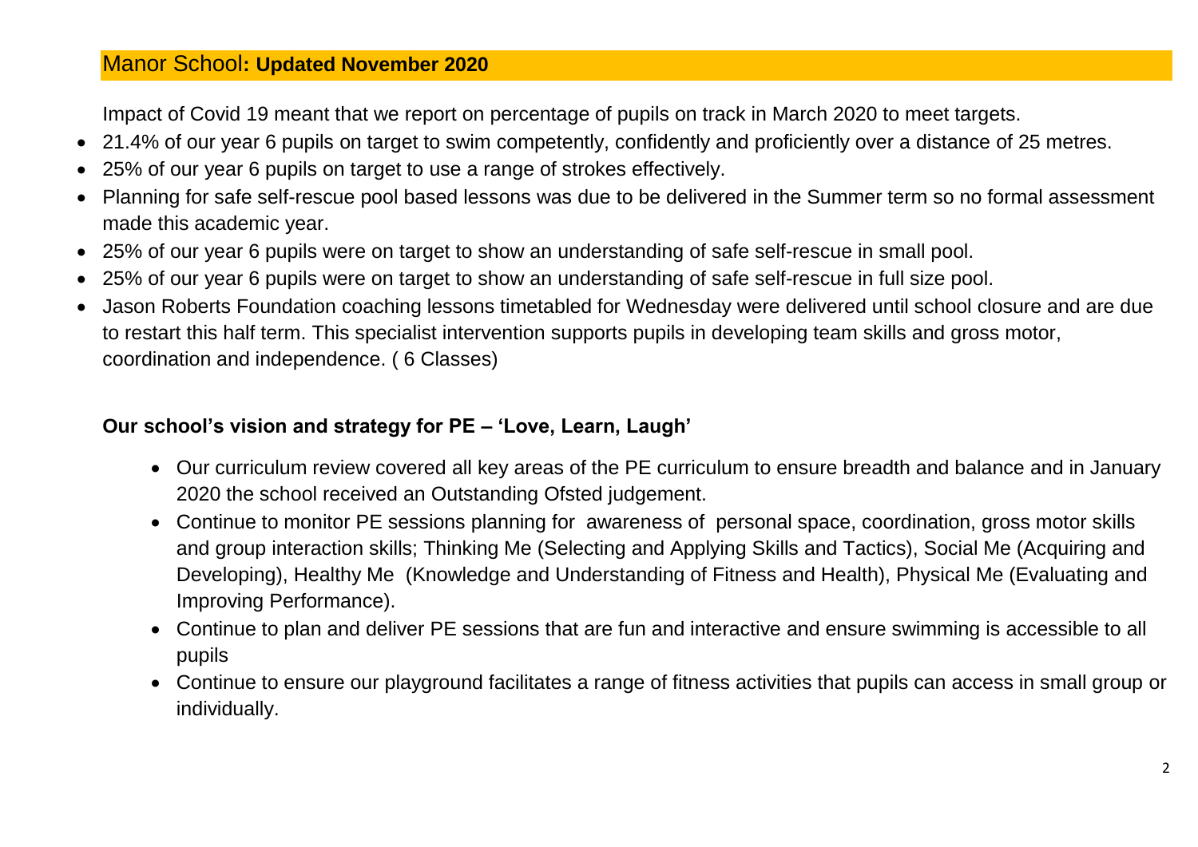## Manor School: **Updated November 2020**

Impact of Covid 19 meant that we report on percentage of pupils on track in March 2020 to meet targets.

- 21.4% of our year 6 pupils on target to swim competently, confidently and proficiently over a distance of 25 metres.
- 25% of our year 6 pupils on target to use a range of strokes effectively.
- Planning for safe self-rescue pool based lessons was due to be delivered in the Summer term so no formal assessment made this academic year.
- 25% of our year 6 pupils were on target to show an understanding of safe self-rescue in small pool.
- 25% of our year 6 pupils were on target to show an understanding of safe self-rescue in full size pool.
- Jason Roberts Foundation coaching lessons timetabled for Wednesday were delivered until school closure and are due to restart this half term. This specialist intervention supports pupils in developing team skills and gross motor, coordination and independence. ( 6 Classes)

### Our school's vision and strategy for PE – 'Love, Learn, Laugh'

- Our curriculum review covered all key areas of the PE curriculum to ensure breadth and balance and in January 2020 the school received an Outstanding Ofsted judgement.
- Continue to monitor PE sessions planning for awareness of personal space, coordination, gross motor skills and group interaction skills; Thinking Me (Selecting and Applying Skills and Tactics), Social Me (Acquiring and Developing), Healthy Me (Knowledge and Understanding of Fitness and Health), Physical Me (Evaluating and Improving Performance).
- Continue to plan and deliver PE sessions that are fun and interactive and ensure swimming is accessible to all pupils
- Continue to ensure our playground facilitates a range of fitness activities that pupils can access in small group or individually.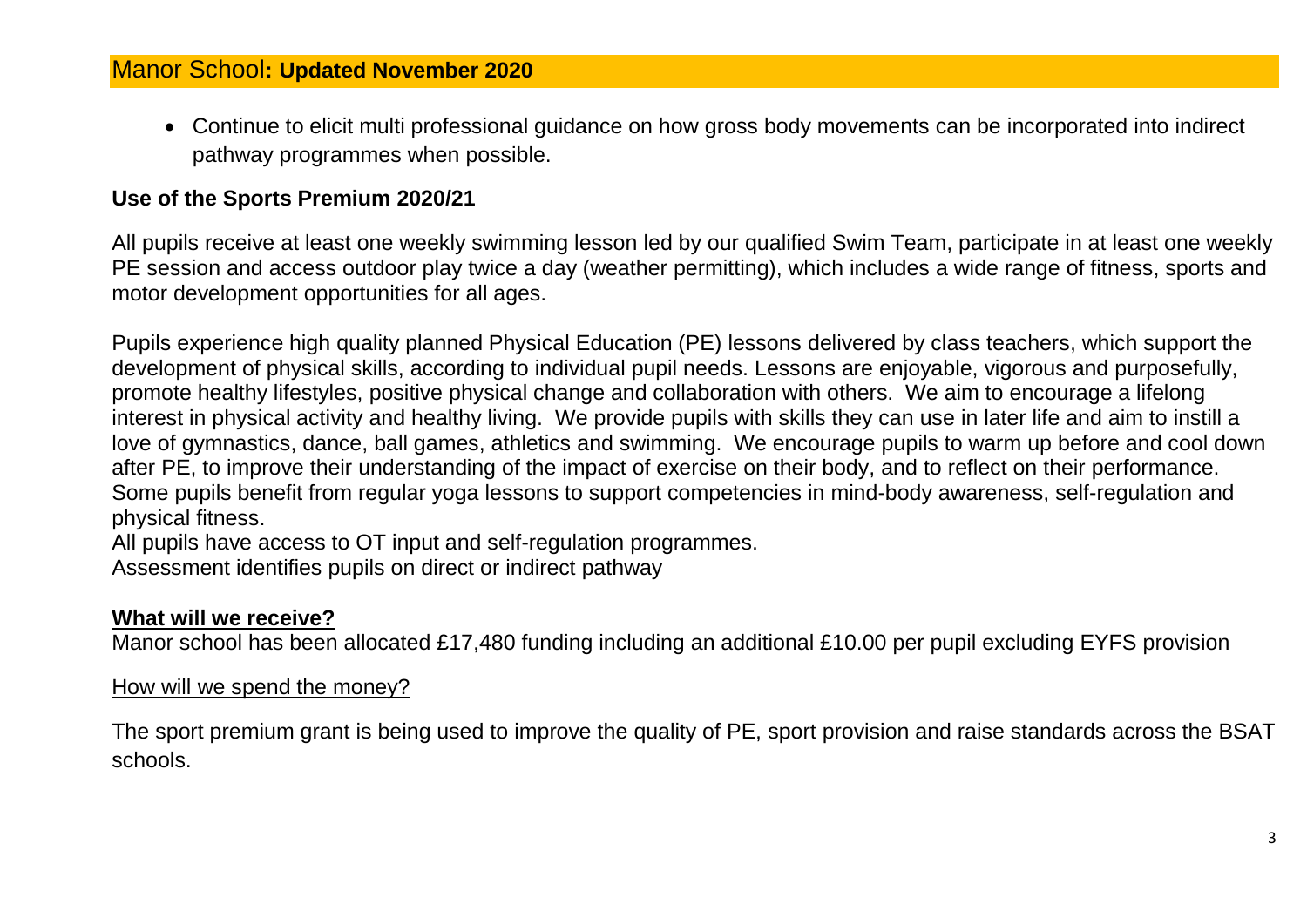## Manor School: **Updated November 2020**

- Continue to elicit multi professional guidance on how gross body movements can be incorporated into indirect pathway programmes when possible.

### Use of the Sports Premium 2020/21

All pupils receive at least one weekly swimming lesson led by our qualified Swim Team, participate in at least one weekly PE session and access outdoor play twice a day (weather permitting), which includes a wide range of fitness, sports and motor development opportunities for all ages.

Pupils experience high quality planned Physical Education (PE) lessons delivered by class teachers, which support the development of physical skills, according to individual pupil needs. Lessons are enjoyable, vigorous and purposefully, promote healthy lifestyles, positive physical change and collaboration with others. We aim to encourage a lifelong interest in physical activity and healthy living. We provide pupils with skills they can use in later life and aim to instill a love of gymnastics, dance, ball games, athletics and swimming. We encourage pupils to warm up before and cool down after PE, to improve their understanding of the impact of exercise on their body, and to reflect on their performance. Some pupils benefit from regular yoga lessons to support competencies in mind-body awareness, self-regulation and physical fitness.
All pupils have access to OT input and self-regulation programmes.
Assessment identifies pupils on direct or indirect pathway

**What will we receive?**

Manor school has been allocated £17,480 funding including an additional £10.00 per pupil excluding EYFS provision

How will we spend the money?

The sport premium grant is being used to improve the quality of PE, sport provision and raise standards across the BSAT schools.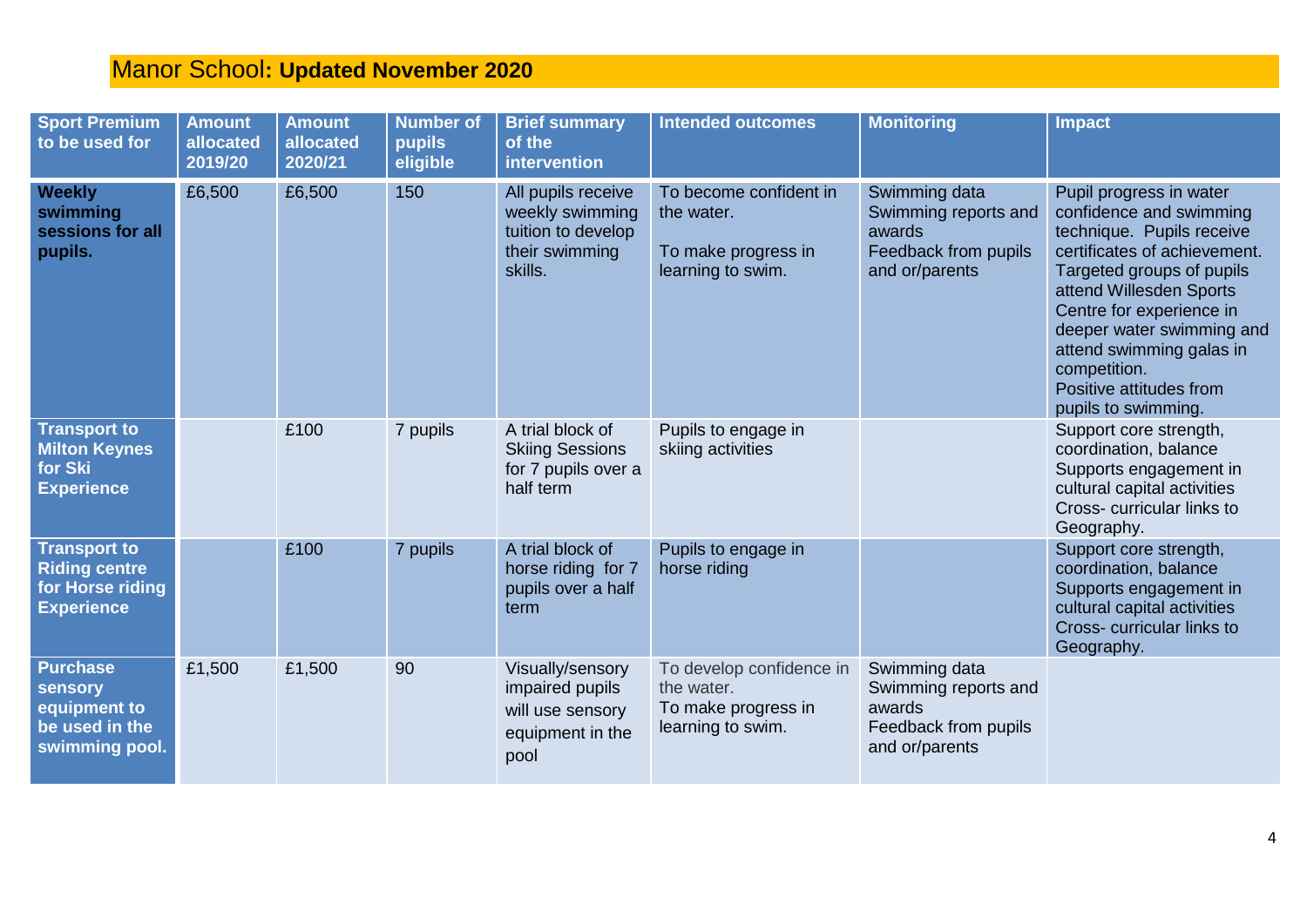# Manor School: **Updated November 2020**

| Sport Premium to be used for | Amount allocated 2019/20 | Amount allocated 2020/21 | Number of pupils eligible | Brief summary of the intervention | Intended outcomes | Monitoring | Impact |
|---|---|---|---|---|---|---|---|
| **Weekly swimming sessions for all pupils.** | £6,500 | £6,500 | 150 | All pupils receive weekly swimming tuition to develop their swimming skills. | To become confident in the water.<br><br>To make progress in learning to swim. | Swimming data<br>Swimming reports and awards<br>Feedback from pupils and or/parents | Pupil progress in water confidence and swimming technique. Pupils receive certificates of achievement. Targeted groups of pupils attend Willesden Sports Centre for experience in deeper water swimming and attend swimming galas in competition.<br>Positive attitudes from pupils to swimming. |
| **Transport to Milton Keynes for Ski Experience** | | £100 | 7 pupils | A trial block of Skiing Sessions for 7 pupils over a half term | Pupils to engage in skiing activities | | Support core strength, coordination, balance<br>Supports engagement in cultural capital activities<br>Cross- curricular links to Geography. |
| **Transport to Riding centre for Horse riding Experience** | | £100 | 7 pupils | A trial block of horse riding for 7 pupils over a half term | Pupils to engage in horse riding | | Support core strength, coordination, balance<br>Supports engagement in cultural capital activities<br>Cross- curricular links to Geography. |
| **Purchase sensory equipment to be used in the swimming pool.** | £1,500 | £1,500 | 90 | Visually/sensory impaired pupils will use sensory equipment in the pool | To develop confidence in the water.<br>To make progress in learning to swim. | Swimming data<br>Swimming reports and awards<br>Feedback from pupils and or/parents | |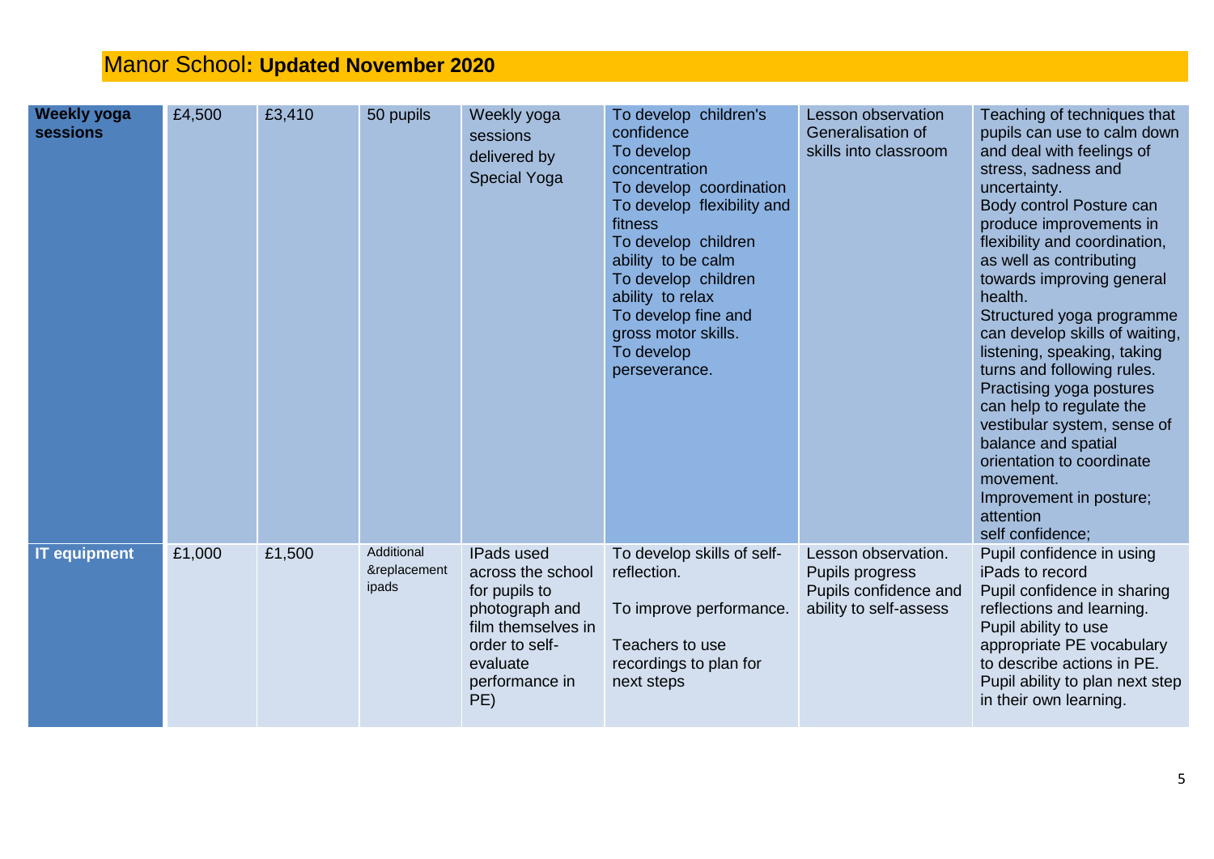# Manor School: **Updated November 2020**

| | | | | | | | |
|---|---|---|---|---|---|---|---|
| **Weekly yoga sessions** | £4,500 | £3,410 | 50 pupils | Weekly yoga sessions delivered by Special Yoga | To develop children's confidence<br>To develop concentration<br>To develop coordination<br>To develop flexibility and fitness<br>To develop children ability to be calm<br>To develop children ability to relax<br>To develop fine and gross motor skills.<br>To develop perseverance. | Lesson observation<br>Generalisation of skills into classroom | Teaching of techniques that pupils can use to calm down and deal with feelings of stress, sadness and uncertainty.<br>Body control Posture can produce improvements in flexibility and coordination, as well as contributing towards improving general health.<br>Structured yoga programme can develop skills of waiting, listening, speaking, taking turns and following rules.<br>Practising yoga postures can help to regulate the vestibular system, sense of balance and spatial orientation to coordinate movement.<br>Improvement in posture; attention<br>self confidence; |
| **IT equipment** | £1,000 | £1,500 | Additional &replacement ipads | IPads used across the school for pupils to photograph and film themselves in order to self-evaluate performance in PE) | To develop skills of self-reflection.<br><br>To improve performance.<br><br>Teachers to use recordings to plan for next steps | Lesson observation.<br>Pupils progress<br>Pupils confidence and ability to self-assess | Pupil confidence in using iPads to record<br>Pupil confidence in sharing reflections and learning.<br>Pupil ability to use appropriate PE vocabulary to describe actions in PE.<br>Pupil ability to plan next step in their own learning. |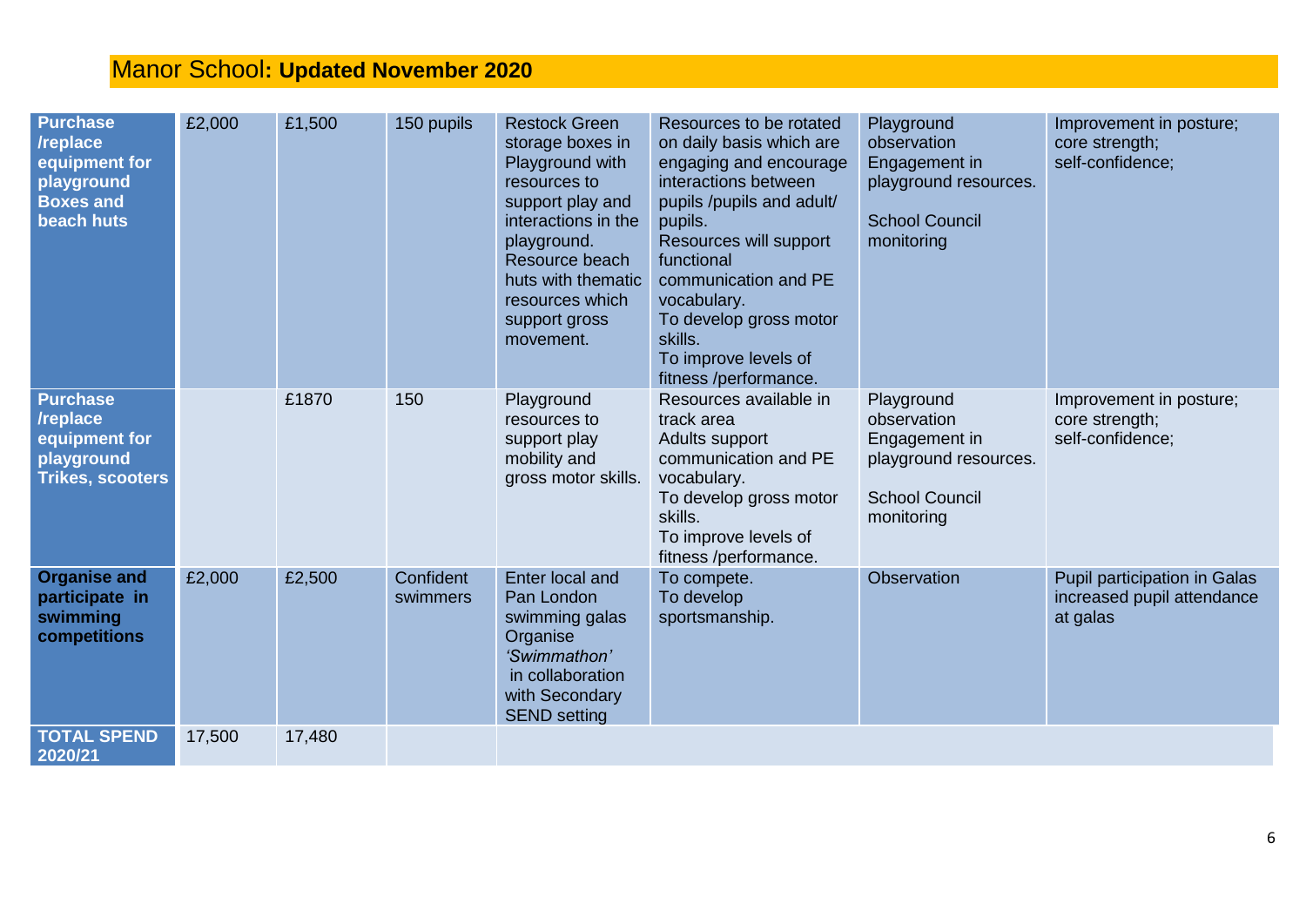# Manor School: **Updated November 2020**

| | | | | | | | |
|---|---|---|---|---|---|---|---|
| **Purchase /replace equipment for playground Boxes and beach huts** | £2,000 | £1,500 | 150 pupils | Restock Green storage boxes in Playground with resources to support play and interactions in the playground. Resource beach huts with thematic resources which support gross movement. | Resources to be rotated on daily basis which are engaging and encourage interactions between pupils /pupils and adult/ pupils. Resources will support functional communication and PE vocabulary. To develop gross motor skills. To improve levels of fitness /performance. | Playground observation Engagement in playground resources. School Council monitoring | Improvement in posture; core strength; self-confidence; |
| **Purchase /replace equipment for playground Trikes, scooters** | | £1870 | 150 | Playground resources to support play mobility and gross motor skills. | Resources available in track area Adults support communication and PE vocabulary. To develop gross motor skills. To improve levels of fitness /performance. | Playground observation Engagement in playground resources. School Council monitoring | Improvement in posture; core strength; self-confidence; |
| **Organise and participate in swimming competitions** | £2,000 | £2,500 | Confident swimmers | Enter local and Pan London swimming galas Organise *'Swimmathon'* in collaboration with Secondary SEND setting | To compete. To develop sportsmanship. | Observation | Pupil participation in Galas increased pupil attendance at galas |
| **TOTAL SPEND 2020/21** | 17,500 | 17,480 | | | | | |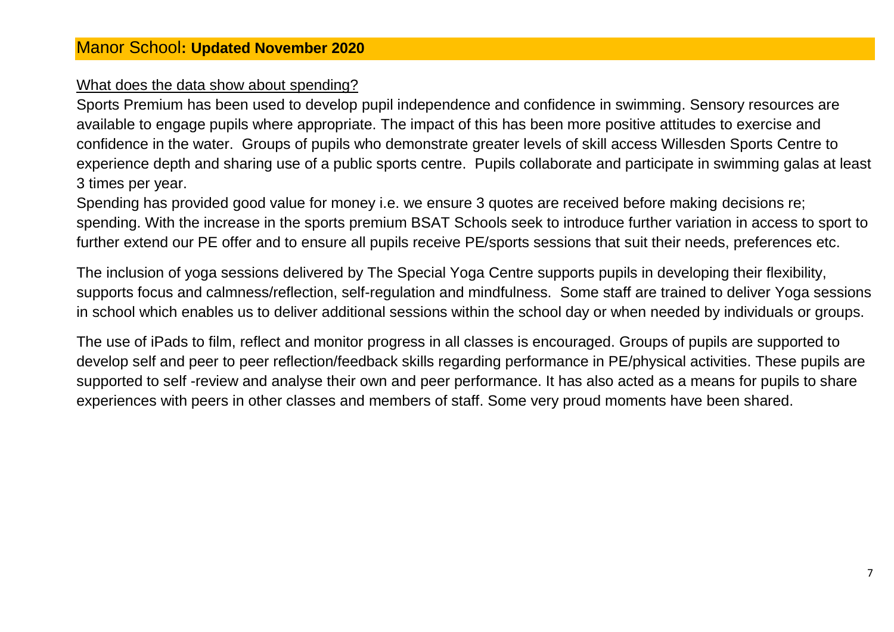## Manor School: **Updated November 2020**

What does the data show about spending?

Sports Premium has been used to develop pupil independence and confidence in swimming. Sensory resources are available to engage pupils where appropriate. The impact of this has been more positive attitudes to exercise and confidence in the water. Groups of pupils who demonstrate greater levels of skill access Willesden Sports Centre to experience depth and sharing use of a public sports centre. Pupils collaborate and participate in swimming galas at least 3 times per year.

Spending has provided good value for money i.e. we ensure 3 quotes are received before making decisions re; spending. With the increase in the sports premium BSAT Schools seek to introduce further variation in access to sport to further extend our PE offer and to ensure all pupils receive PE/sports sessions that suit their needs, preferences etc.

The inclusion of yoga sessions delivered by The Special Yoga Centre supports pupils in developing their flexibility, supports focus and calmness/reflection, self-regulation and mindfulness. Some staff are trained to deliver Yoga sessions in school which enables us to deliver additional sessions within the school day or when needed by individuals or groups.

The use of iPads to film, reflect and monitor progress in all classes is encouraged. Groups of pupils are supported to develop self and peer to peer reflection/feedback skills regarding performance in PE/physical activities. These pupils are supported to self -review and analyse their own and peer performance. It has also acted as a means for pupils to share experiences with peers in other classes and members of staff. Some very proud moments have been shared.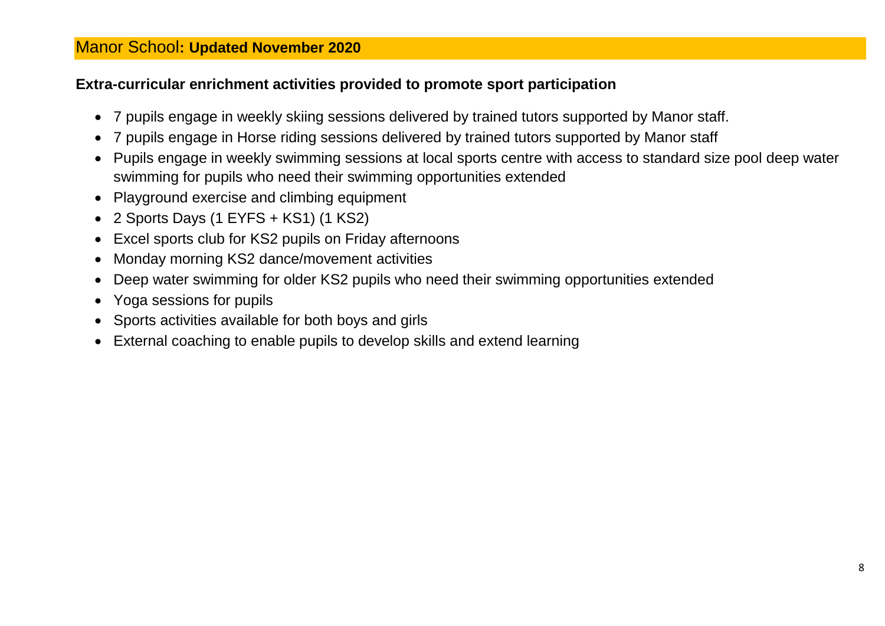## Manor School: **Updated November 2020**

**Extra-curricular enrichment activities provided to promote sport participation**

- 7 pupils engage in weekly skiing sessions delivered by trained tutors supported by Manor staff.
- 7 pupils engage in Horse riding sessions delivered by trained tutors supported by Manor staff
- Pupils engage in weekly swimming sessions at local sports centre with access to standard size pool deep water swimming for pupils who need their swimming opportunities extended
- Playground exercise and climbing equipment
- 2 Sports Days (1 EYFS + KS1) (1 KS2)
- Excel sports club for KS2 pupils on Friday afternoons
- Monday morning KS2 dance/movement activities
- Deep water swimming for older KS2 pupils who need their swimming opportunities extended
- Yoga sessions for pupils
- Sports activities available for both boys and girls
- External coaching to enable pupils to develop skills and extend learning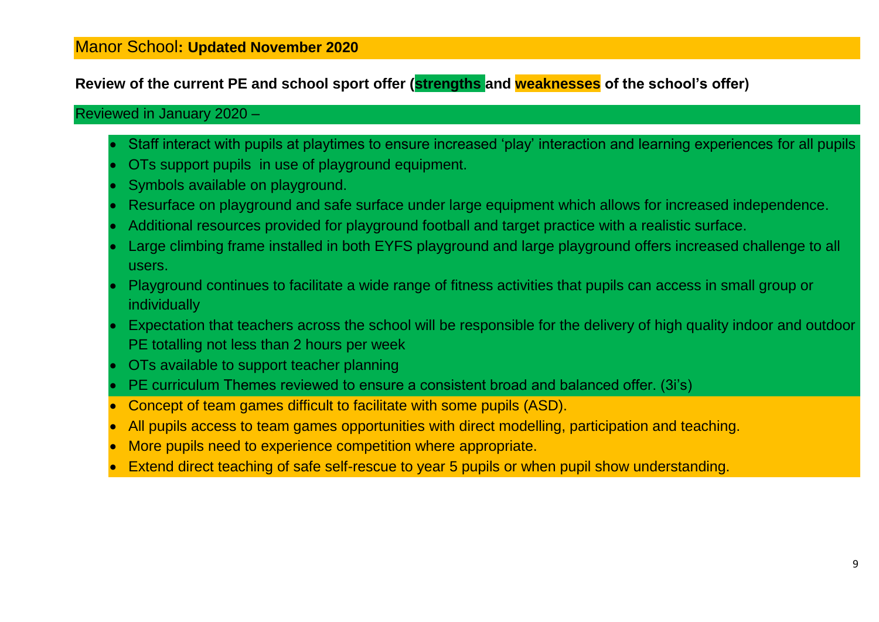## Manor School: **Updated November 2020**

**Review of the current PE and school sport offer (strengths and weaknesses of the school's offer)**

Reviewed in January 2020 –

- Staff interact with pupils at playtimes to ensure increased 'play' interaction and learning experiences for all pupils
- OTs support pupils  in use of playground equipment.
- Symbols available on playground.
- Resurface on playground and safe surface under large equipment which allows for increased independence.
- Additional resources provided for playground football and target practice with a realistic surface.
- Large climbing frame installed in both EYFS playground and large playground offers increased challenge to all users.
- Playground continues to facilitate a wide range of fitness activities that pupils can access in small group or individually
- Expectation that teachers across the school will be responsible for the delivery of high quality indoor and outdoor PE totalling not less than 2 hours per week
- OTs available to support teacher planning
- PE curriculum Themes reviewed to ensure a consistent broad and balanced offer. (3i's)
- Concept of team games difficult to facilitate with some pupils (ASD).
- All pupils access to team games opportunities with direct modelling, participation and teaching.
- More pupils need to experience competition where appropriate.
- Extend direct teaching of safe self-rescue to year 5 pupils or when pupil show understanding.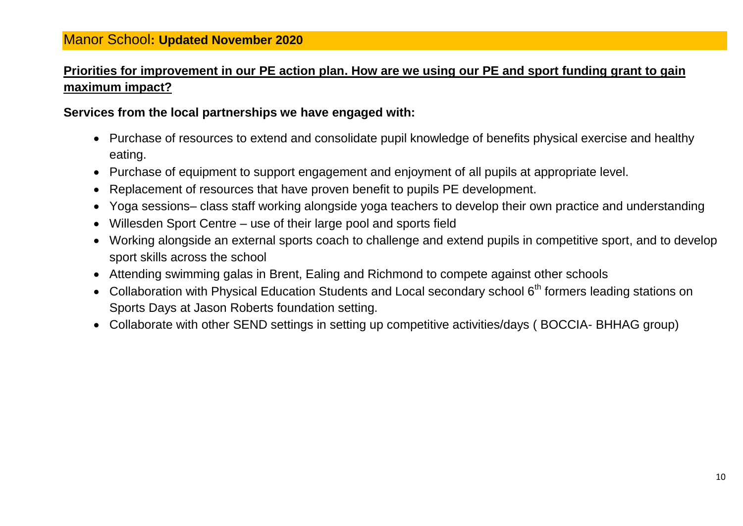## Manor School: **Updated November 2020**

**Priorities for improvement in our PE action plan. How are we using our PE and sport funding grant to gain maximum impact?**

**Services from the local partnerships we have engaged with:**

- Purchase of resources to extend and consolidate pupil knowledge of benefits physical exercise and healthy eating.
- Purchase of equipment to support engagement and enjoyment of all pupils at appropriate level.
- Replacement of resources that have proven benefit to pupils PE development.
- Yoga sessions– class staff working alongside yoga teachers to develop their own practice and understanding
- Willesden Sport Centre – use of their large pool and sports field
- Working alongside an external sports coach to challenge and extend pupils in competitive sport, and to develop sport skills across the school
- Attending swimming galas in Brent, Ealing and Richmond to compete against other schools
- Collaboration with Physical Education Students and Local secondary school 6th formers leading stations on Sports Days at Jason Roberts foundation setting.
- Collaborate with other SEND settings in setting up competitive activities/days ( BOCCIA- BHHAG group)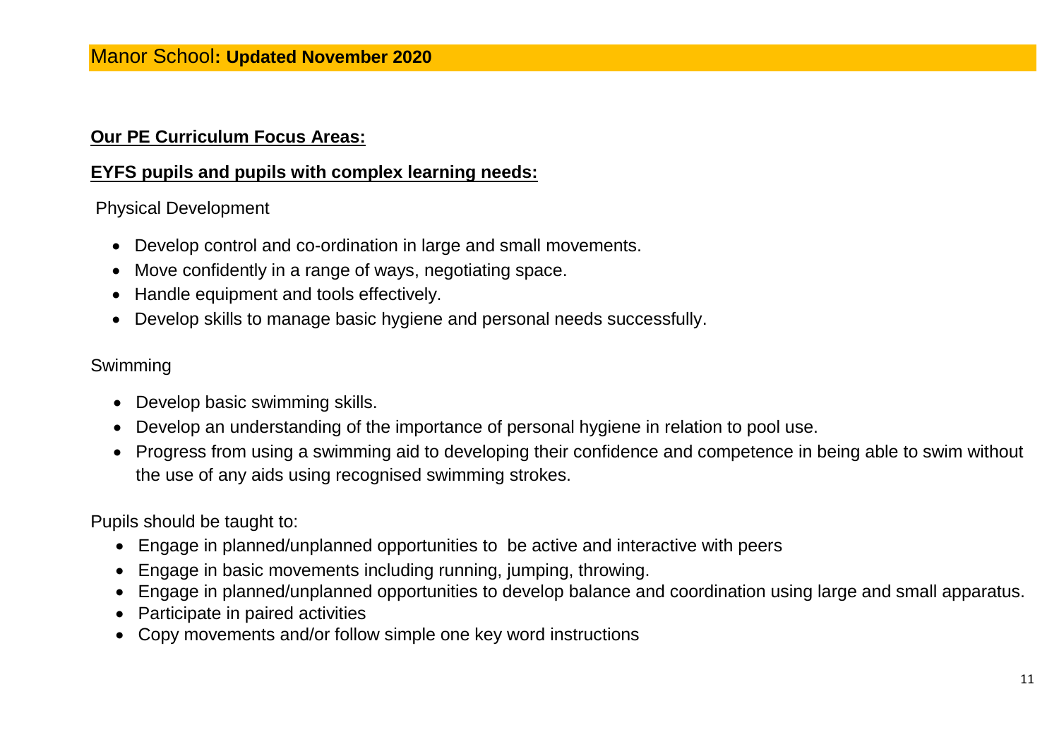Manor School: **Updated November 2020**

**Our PE Curriculum Focus Areas:**

**EYFS pupils and pupils with complex learning needs:**

Physical Development

- Develop control and co-ordination in large and small movements.
- Move confidently in a range of ways, negotiating space.
- Handle equipment and tools effectively.
- Develop skills to manage basic hygiene and personal needs successfully.

Swimming

- Develop basic swimming skills.
- Develop an understanding of the importance of personal hygiene in relation to pool use.
- Progress from using a swimming aid to developing their confidence and competence in being able to swim without the use of any aids using recognised swimming strokes.

Pupils should be taught to:

- Engage in planned/unplanned opportunities to be active and interactive with peers
- Engage in basic movements including running, jumping, throwing.
- Engage in planned/unplanned opportunities to develop balance and coordination using large and small apparatus.
- Participate in paired activities
- Copy movements and/or follow simple one key word instructions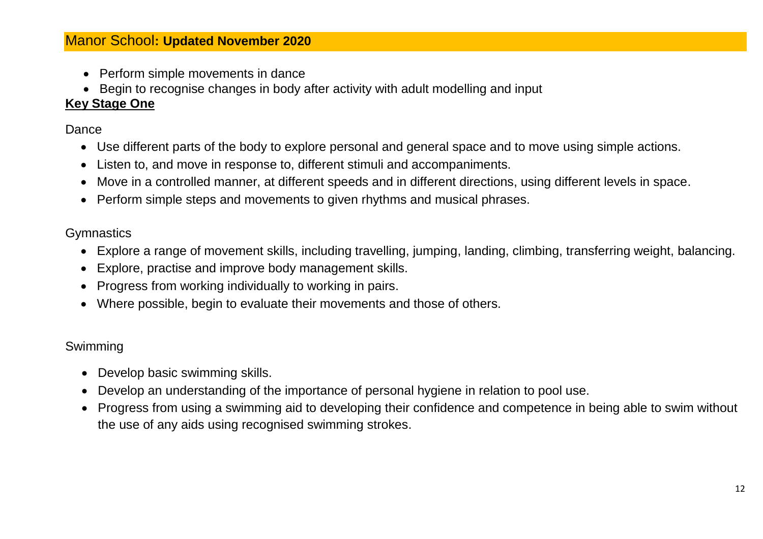- Perform simple movements in dance
- Begin to recognise changes in body after activity with adult modelling and input

## Key Stage One

Dance

- Use different parts of the body to explore personal and general space and to move using simple actions.
- Listen to, and move in response to, different stimuli and accompaniments.
- Move in a controlled manner, at different speeds and in different directions, using different levels in space.
- Perform simple steps and movements to given rhythms and musical phrases.

Gymnastics

- Explore a range of movement skills, including travelling, jumping, landing, climbing, transferring weight, balancing.
- Explore, practise and improve body management skills.
- Progress from working individually to working in pairs.
- Where possible, begin to evaluate their movements and those of others.

Swimming

- Develop basic swimming skills.
- Develop an understanding of the importance of personal hygiene in relation to pool use.
- Progress from using a swimming aid to developing their confidence and competence in being able to swim without the use of any aids using recognised swimming strokes.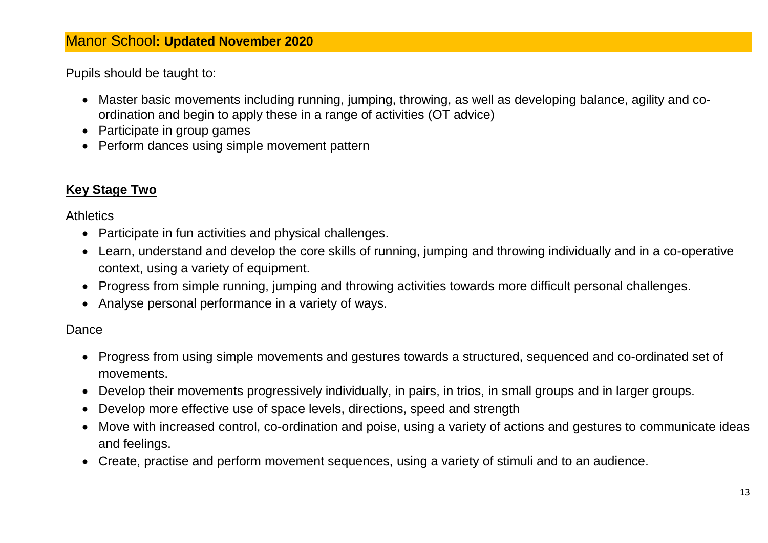Manor School: **Updated November 2020**

Pupils should be taught to:

- Master basic movements including running, jumping, throwing, as well as developing balance, agility and co-ordination and begin to apply these in a range of activities (OT advice)
- Participate in group games
- Perform dances using simple movement pattern

## Key Stage Two

Athletics

- Participate in fun activities and physical challenges.
- Learn, understand and develop the core skills of running, jumping and throwing individually and in a co-operative context, using a variety of equipment.
- Progress from simple running, jumping and throwing activities towards more difficult personal challenges.
- Analyse personal performance in a variety of ways.

Dance

- Progress from using simple movements and gestures towards a structured, sequenced and co-ordinated set of movements.
- Develop their movements progressively individually, in pairs, in trios, in small groups and in larger groups.
- Develop more effective use of space levels, directions, speed and strength
- Move with increased control, co-ordination and poise, using a variety of actions and gestures to communicate ideas and feelings.
- Create, practise and perform movement sequences, using a variety of stimuli and to an audience.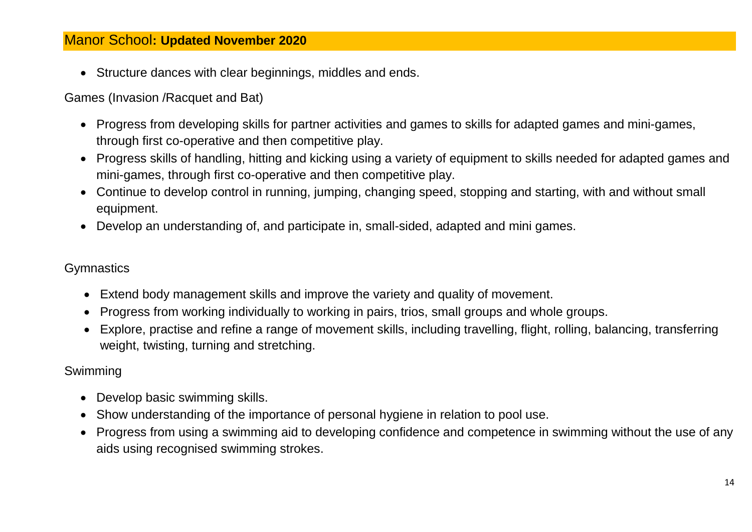- Structure dances with clear beginnings, middles and ends.

Games (Invasion /Racquet and Bat)

- Progress from developing skills for partner activities and games to skills for adapted games and mini-games, through first co-operative and then competitive play.
- Progress skills of handling, hitting and kicking using a variety of equipment to skills needed for adapted games and mini-games, through first co-operative and then competitive play.
- Continue to develop control in running, jumping, changing speed, stopping and starting, with and without small equipment.
- Develop an understanding of, and participate in, small-sided, adapted and mini games.

Gymnastics

- Extend body management skills and improve the variety and quality of movement.
- Progress from working individually to working in pairs, trios, small groups and whole groups.
- Explore, practise and refine a range of movement skills, including travelling, flight, rolling, balancing, transferring weight, twisting, turning and stretching.

Swimming

- Develop basic swimming skills.
- Show understanding of the importance of personal hygiene in relation to pool use.
- Progress from using a swimming aid to developing confidence and competence in swimming without the use of any aids using recognised swimming strokes.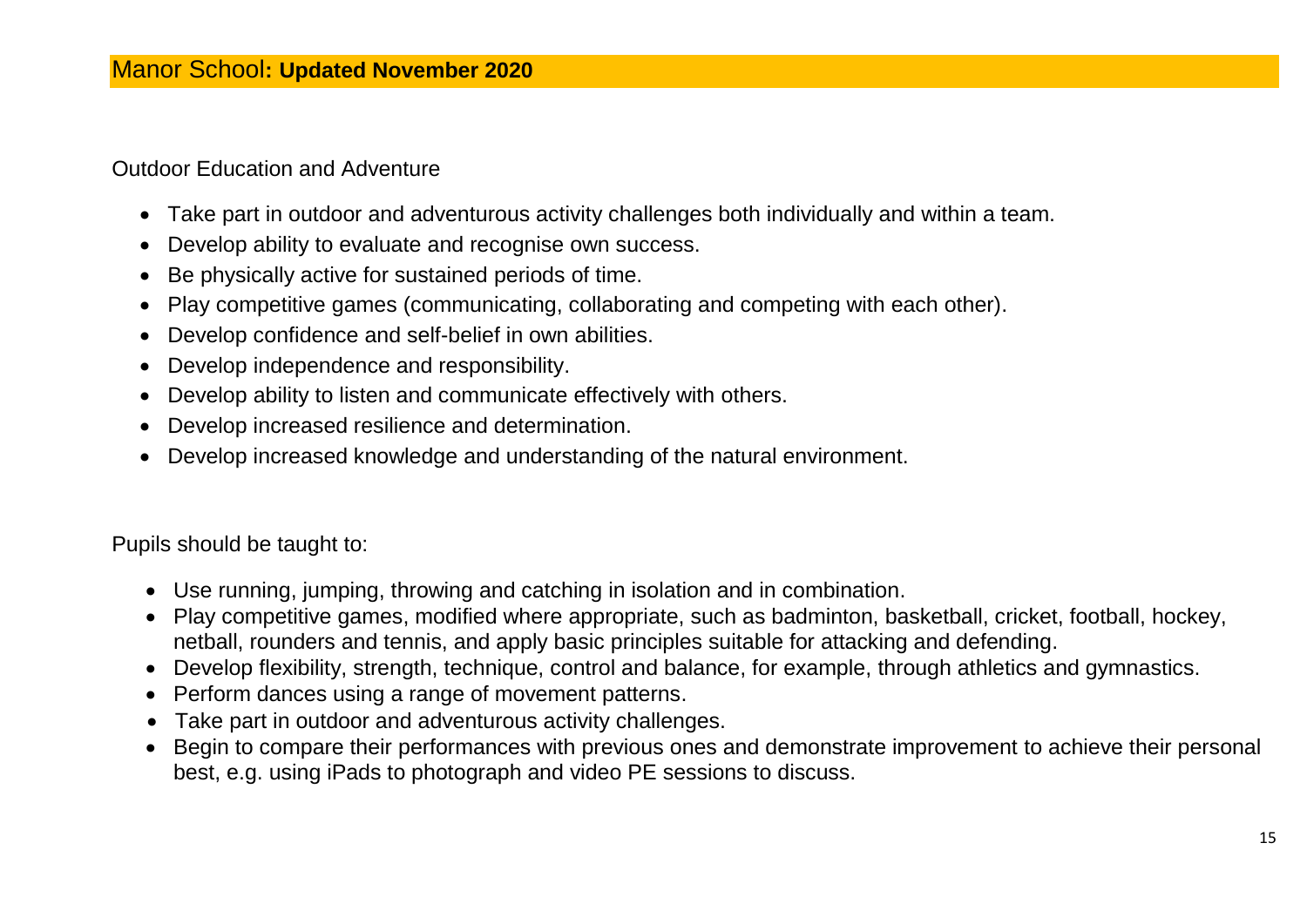Outdoor Education and Adventure

- Take part in outdoor and adventurous activity challenges both individually and within a team.
- Develop ability to evaluate and recognise own success.
- Be physically active for sustained periods of time.
- Play competitive games (communicating, collaborating and competing with each other).
- Develop confidence and self-belief in own abilities.
- Develop independence and responsibility.
- Develop ability to listen and communicate effectively with others.
- Develop increased resilience and determination.
- Develop increased knowledge and understanding of the natural environment.

Pupils should be taught to:

- Use running, jumping, throwing and catching in isolation and in combination.
- Play competitive games, modified where appropriate, such as badminton, basketball, cricket, football, hockey, netball, rounders and tennis, and apply basic principles suitable for attacking and defending.
- Develop flexibility, strength, technique, control and balance, for example, through athletics and gymnastics.
- Perform dances using a range of movement patterns.
- Take part in outdoor and adventurous activity challenges.
- Begin to compare their performances with previous ones and demonstrate improvement to achieve their personal best, e.g. using iPads to photograph and video PE sessions to discuss.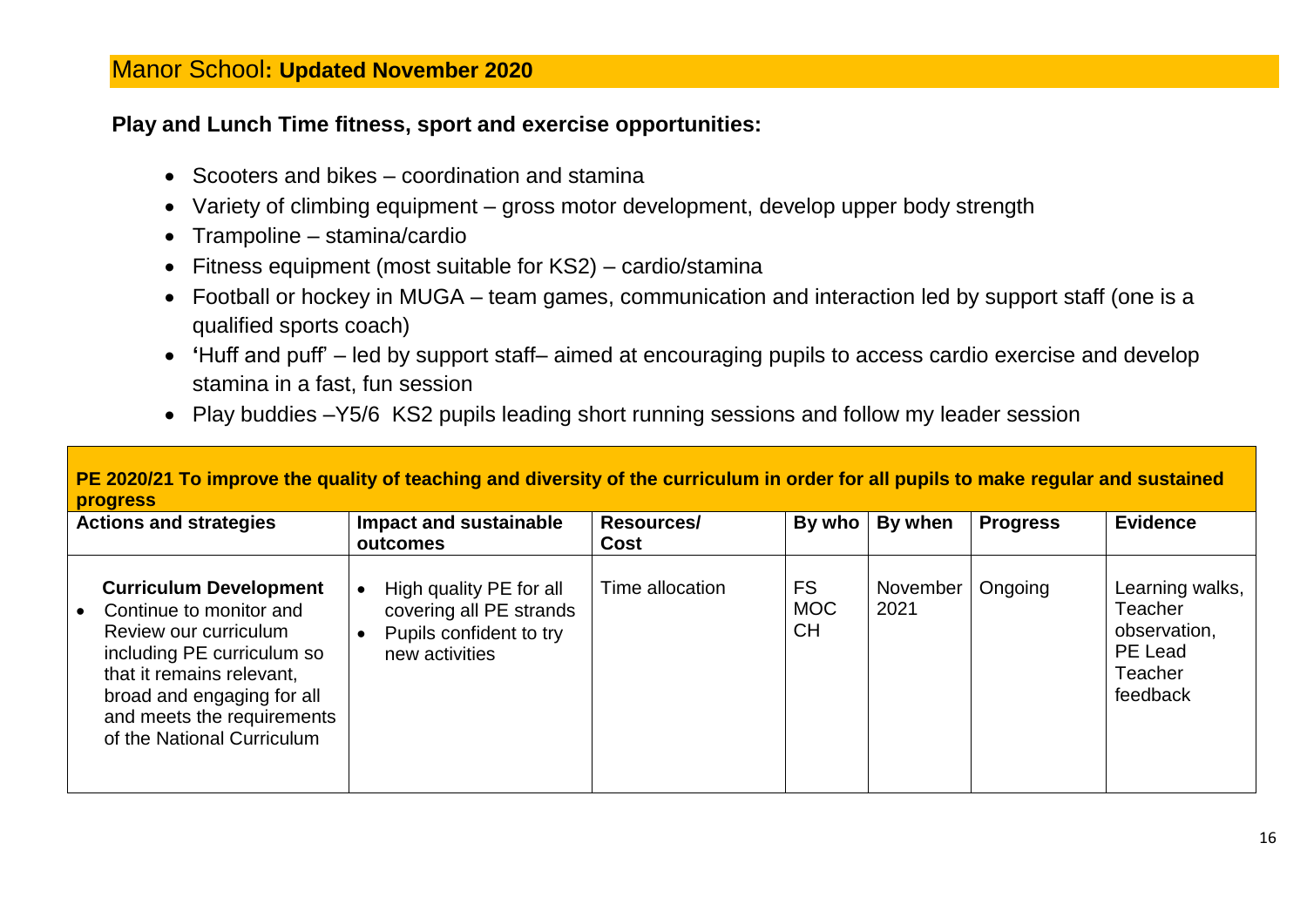## Manor School: **Updated November 2020**

**Play and Lunch Time fitness, sport and exercise opportunities:**

- Scooters and bikes – coordination and stamina
- Variety of climbing equipment – gross motor development, develop upper body strength
- Trampoline – stamina/cardio
- Fitness equipment (most suitable for KS2) – cardio/stamina
- Football or hockey in MUGA – team games, communication and interaction led by support staff (one is a qualified sports coach)
- 'Huff and puff' – led by support staff– aimed at encouraging pupils to access cardio exercise and develop stamina in a fast, fun session
- Play buddies –Y5/6 KS2 pupils leading short running sessions and follow my leader session

**PE 2020/21 To improve the quality of teaching and diversity of the curriculum in order for all pupils to make regular and sustained progress**

| Actions and strategies | Impact and sustainable outcomes | Resources/ Cost | By who | By when | Progress | Evidence |
|---|---|---|---|---|---|---|
| **Curriculum Development**<br>• Continue to monitor and Review our curriculum including PE curriculum so that it remains relevant, broad and engaging for all and meets the requirements of the National Curriculum | • High quality PE for all covering all PE strands<br>• Pupils confident to try new activities | Time allocation | FS<br>MOC<br>CH | November 2021 | Ongoing | Learning walks, Teacher observation, PE Lead Teacher feedback |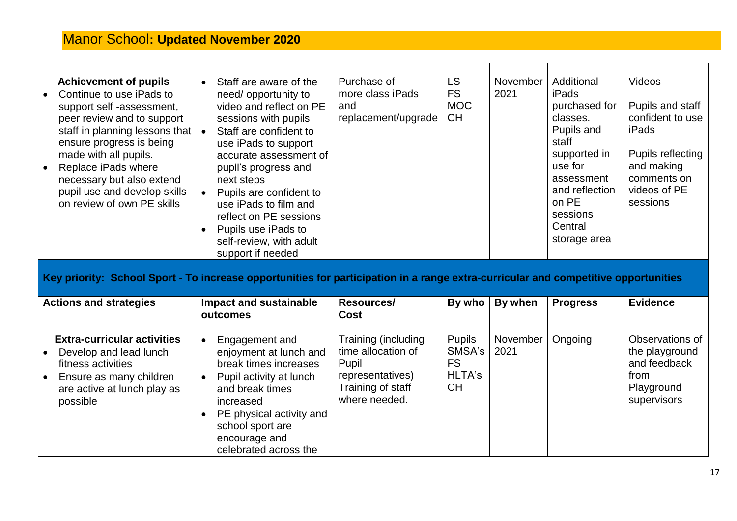## Manor School: **Updated November 2020**

| **Achievement of pupils**<br>• Continue to use iPads to support self -assessment, peer review and to support staff in planning lessons that ensure progress is being made with all pupils.<br>• Replace iPads where necessary but also extend pupil use and develop skills on review of own PE skills | • Staff are aware of the need/ opportunity to video and reflect on PE sessions with pupils<br>• Staff are confident to use iPads to support accurate assessment of pupil's progress and next steps<br>• Pupils are confident to use iPads to film and reflect on PE sessions<br>• Pupils use iPads to self-review, with adult support if needed | Purchase of more class iPads and replacement/upgrade | LS<br>FS<br>MOC<br>CH | November 2021 | Additional iPads purchased for classes.<br>Pupils and staff supported in use for assessment and reflection on PE sessions<br>Central storage area | Videos<br><br>Pupils and staff confident to use iPads<br><br>Pupils reflecting and making comments on videos of PE sessions |
|---|---|---|---|---|---|---|

**Key priority: School Sport - To increase opportunities for participation in a range extra-curricular and competitive opportunities**

| Actions and strategies | Impact and sustainable outcomes | Resources/ Cost | By who | By when | Progress | Evidence |
|---|---|---|---|---|---|---|
| **Extra-curricular activities**<br>• Develop and lead lunch fitness activities<br>• Ensure as many children are active at lunch play as possible | • Engagement and enjoyment at lunch and break times increases<br>• Pupil activity at lunch and break times increased<br>• PE physical activity and school sport are encourage and celebrated across the | Training (including time allocation of Pupil representatives)<br>Training of staff where needed. | Pupils<br>SMSA's<br>FS<br>HLTA's<br>CH | November 2021 | Ongoing | Observations of the playground and feedback from Playground supervisors |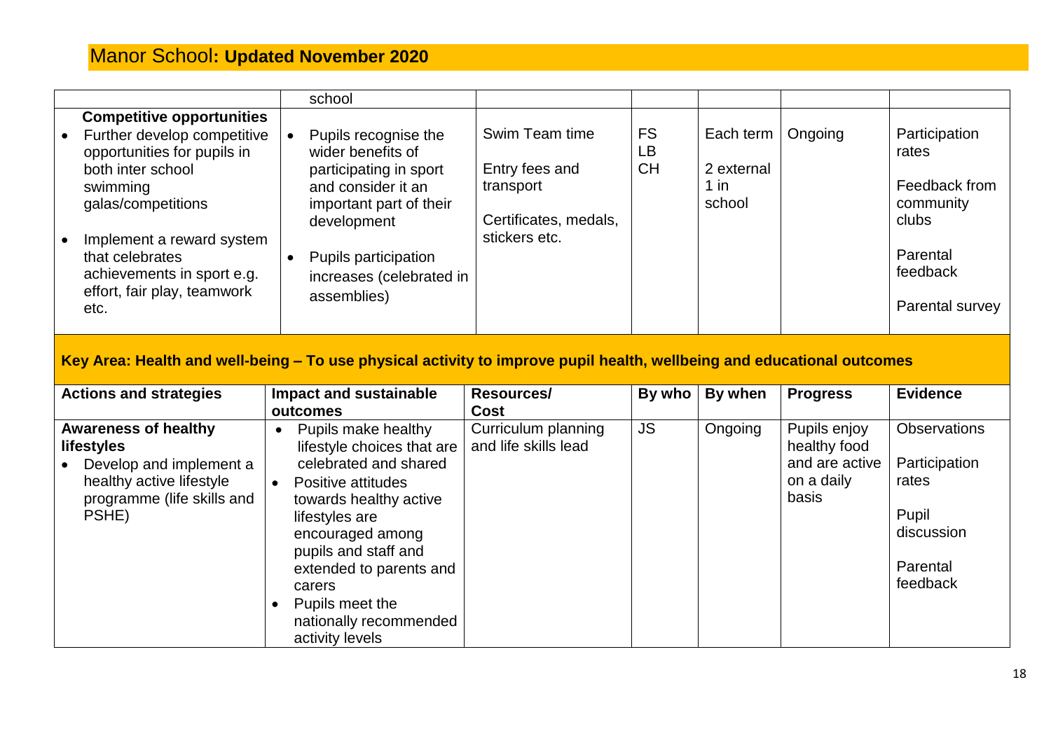Manor School: **Updated November 2020**

| | | | | | | |
|---|---|---|---|---|---|---|
| | school | | | | | |
| **Competitive opportunities**<br>• Further develop competitive opportunities for pupils in both inter school swimming galas/competitions<br>• Implement a reward system that celebrates achievements in sport e.g. effort, fair play, teamwork etc. | • Pupils recognise the wider benefits of participating in sport and consider it an important part of their development<br>• Pupils participation increases (celebrated in assemblies) | Swim Team time<br><br>Entry fees and transport<br><br>Certificates, medals, stickers etc. | FS<br>LB<br>CH | Each term<br><br>2 external<br>1 in school | Ongoing | Participation rates<br><br>Feedback from community clubs<br><br>Parental feedback<br><br>Parental survey |

**Key Area: Health and well-being – To use physical activity to improve pupil health, wellbeing and educational outcomes**

| Actions and strategies | Impact and sustainable outcomes | Resources/ Cost | By who | By when | Progress | Evidence |
|---|---|---|---|---|---|---|
| **Awareness of healthy lifestyles**<br>• Develop and implement a healthy active lifestyle programme (life skills and PSHE) | • Pupils make healthy lifestyle choices that are celebrated and shared<br>• Positive attitudes towards healthy active lifestyles are encouraged among pupils and staff and extended to parents and carers<br>• Pupils meet the nationally recommended activity levels | Curriculum planning and life skills lead | JS | Ongoing | Pupils enjoy healthy food and are active on a daily basis | Observations<br><br>Participation rates<br><br>Pupil discussion<br><br>Parental feedback |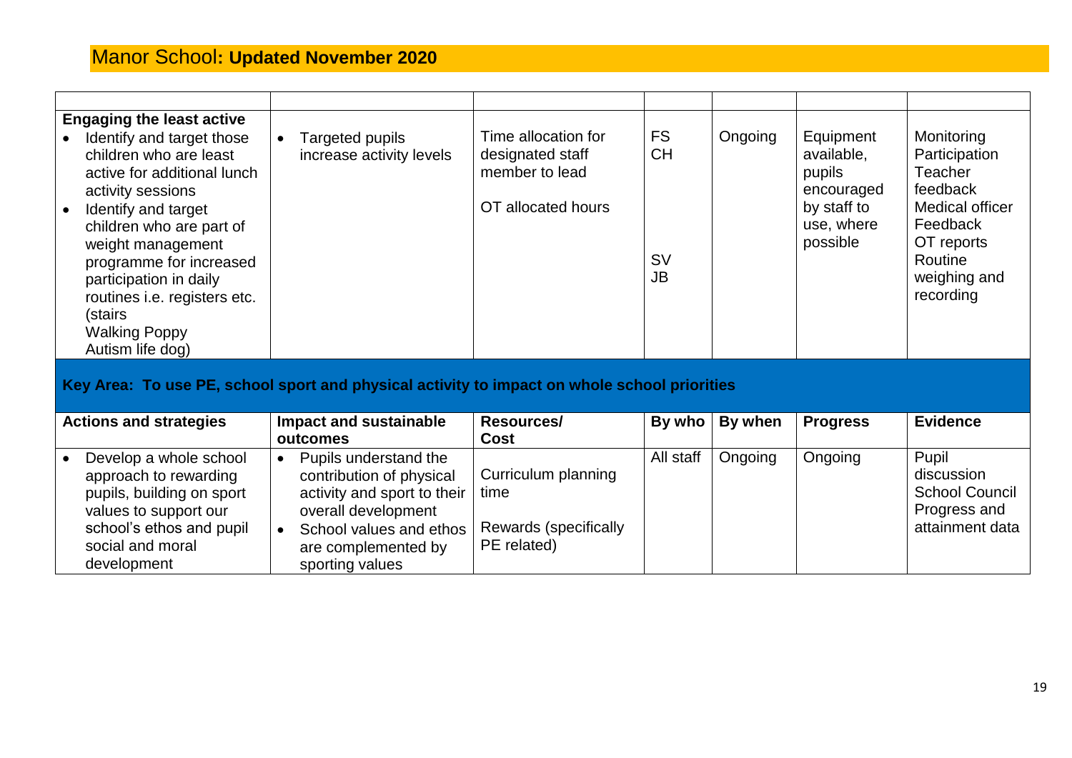# Manor School: **Updated November 2020**

| | | | | | | |
|---|---|---|---|---|---|---|
| **Engaging the least active**<br>• Identify and target those children who are least active for additional lunch activity sessions<br>• Identify and target children who are part of weight management programme for increased participation in daily routines i.e. registers etc. (stairs<br>Walking Poppy<br>Autism life dog) | • Targeted pupils increase activity levels | Time allocation for designated staff member to lead<br><br>OT allocated hours | FS<br>CH<br><br>SV<br>JB | Ongoing | Equipment available, pupils encouraged by staff to use, where possible | Monitoring Participation Teacher feedback Medical officer Feedback OT reports Routine weighing and recording |

**Key Area: To use PE, school sport and physical activity to impact on whole school priorities**

| Actions and strategies | Impact and sustainable outcomes | Resources/ Cost | By who | By when | Progress | Evidence |
|---|---|---|---|---|---|---|
| • Develop a whole school approach to rewarding pupils, building on sport values to support our school's ethos and pupil social and moral development | • Pupils understand the contribution of physical activity and sport to their overall development<br>• School values and ethos are complemented by sporting values | Curriculum planning time<br><br>Rewards (specifically PE related) | All staff | Ongoing | Ongoing | Pupil discussion<br>School Council<br>Progress and attainment data |